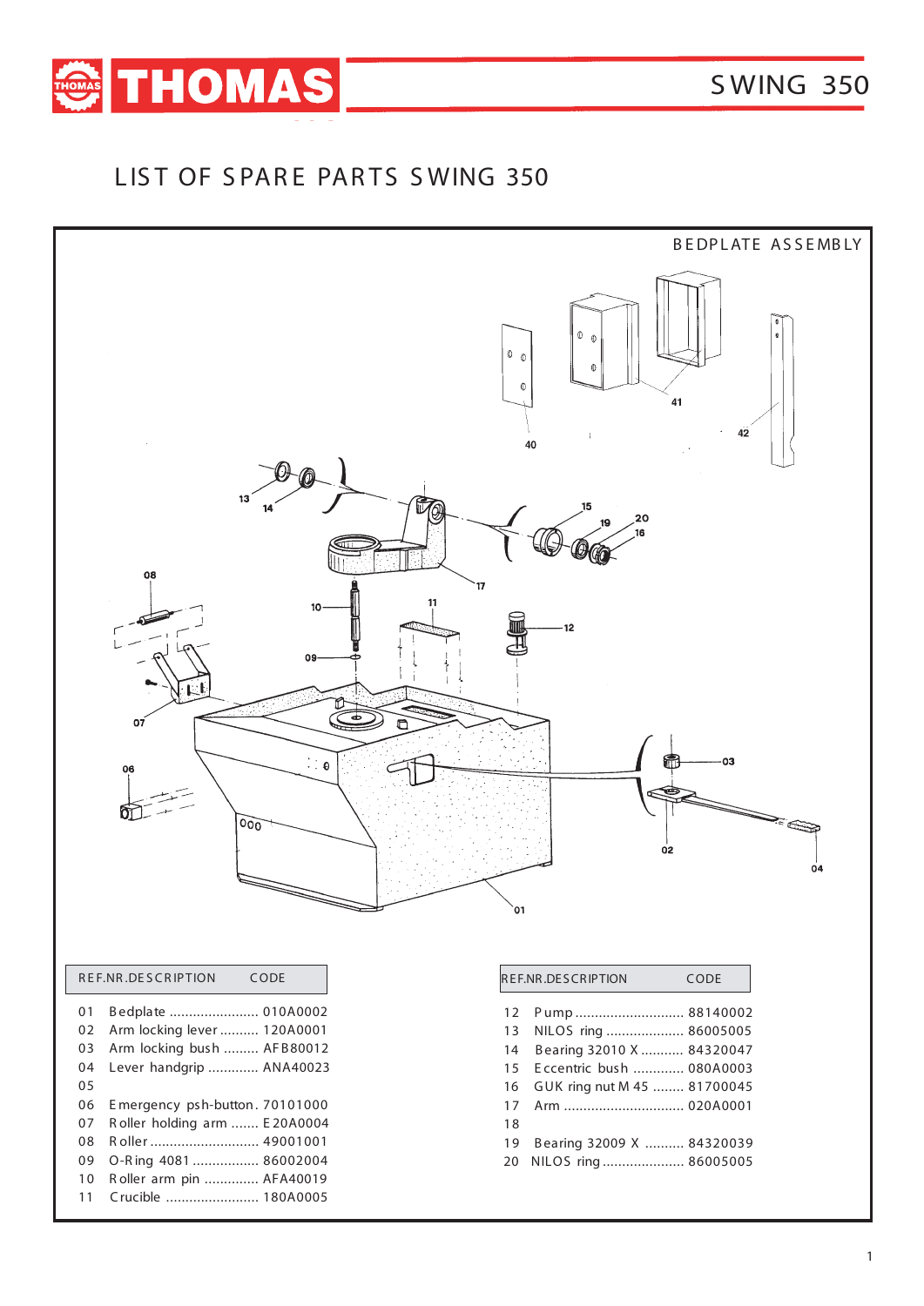# LIST OF SPARE PARTS SWING 350

## BEDPLATE ASSEMBLY

| REF.NR. | DESCRIPTION | CODE |
|---|---|---|
| 01 | Bedplate | 010A0002 |
| 02 | Arm locking lever | 120A0001 |
| 03 | Arm locking bush | AFB80012 |
| 04 | Lever handgrip | ANA40023 |
| 05 | | |
| 06 | Emergency psh-button | 70101000 |
| 07 | Roller holding arm | E20A0004 |
| 08 | Roller | 49001001 |
| 09 | O-Ring 4081 | 86002004 |
| 10 | Roller arm pin | AFA40019 |
| 11 | Crucible | 180A0005 |

| REF.NR. | DESCRIPTION | CODE |
|---|---|---|
| 12 | Pump | 88140002 |
| 13 | NILOS ring | 86005005 |
| 14 | Bearing 32010 X | 84320047 |
| 15 | Eccentric bush | 080A0003 |
| 16 | GUK ring nut M 45 | 81700045 |
| 17 | Arm | 020A0001 |
| 18 | | |
| 19 | Bearing 32009 X | 84320039 |
| 20 | NILOS ring | 86005005 |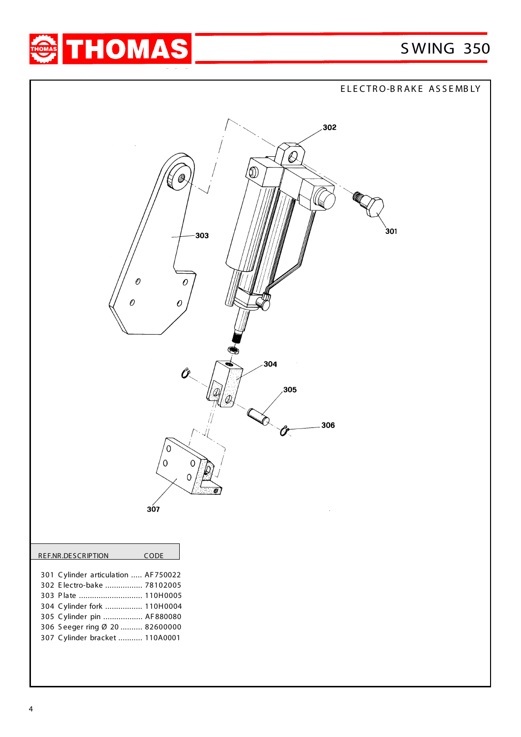# ELECTRO-BRAKE ASSEMBLY

| REF.NR. | DESCRIPTION | CODE |
|---|---|---|
| 301 | Cylinder articulation | AF750022 |
| 302 | Electro-bake | 78102005 |
| 303 | Plate | 110H0005 |
| 304 | Cylinder fork | 110H0004 |
| 305 | Cylinder pin | AF880080 |
| 306 | Seeger ring Ø 20 | 82600000 |
| 307 | Cylinder bracket | 110A0001 |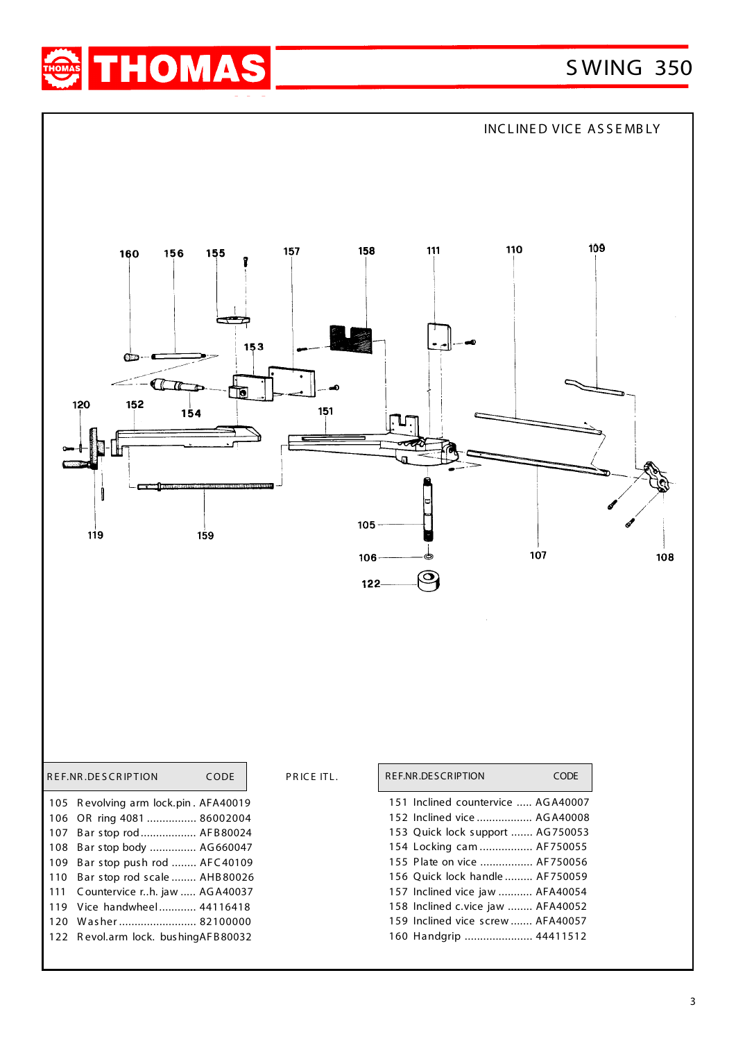# SWING 350

## INCLINED VICE ASSEMBLY

| REF.NR. | DESCRIPTION | CODE | PRICE ITL. |
|---|---|---|---|
| 105 | Revolving arm lock.pin | AFA40019 | |
| 106 | OR ring 4081 | 86002004 | |
| 107 | Bar stop rod | AFB80024 | |
| 108 | Bar stop body | AG660047 | |
| 109 | Bar stop push rod | AFC40109 | |
| 110 | Bar stop rod scale | AHB80026 | |
| 111 | Countervice r..h. jaw | AGA40037 | |
| 119 | Vice handwheel | 44116418 | |
| 120 | Washer | 82100000 | |
| 122 | Revol.arm lock. bushing | AFB80032 | |

| REF.NR. | DESCRIPTION | CODE |
|---|---|---|
| 151 | Inclined countervice | AGA40007 |
| 152 | Inclined vice | AGA40008 |
| 153 | Quick lock support | AG750053 |
| 154 | Locking cam | AF750055 |
| 155 | Plate on vice | AF750056 |
| 156 | Quick lock handle | AF750059 |
| 157 | Inclined vice jaw | AFA40054 |
| 158 | Inclined c.vice jaw | AFA40052 |
| 159 | Inclined vice screw | AFA40057 |
| 160 | Handgrip | 44411512 |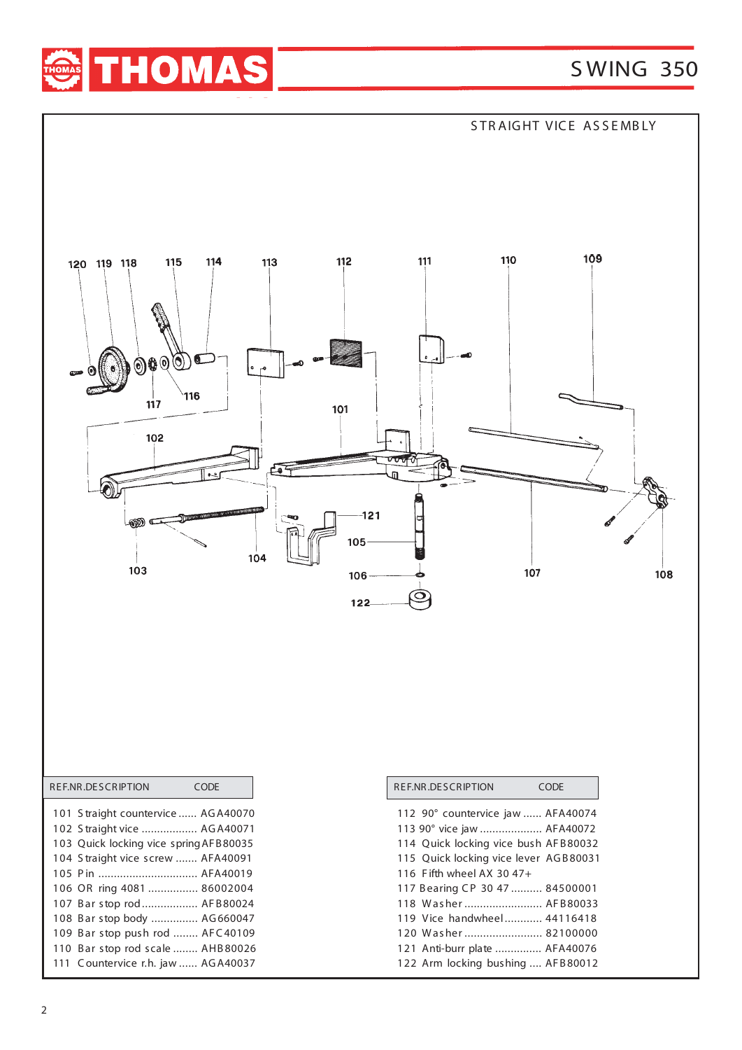# THOMAS

## SWING 350

### STRAIGHT VICE ASSEMBLY

| REF.NR. | DESCRIPTION | CODE |
|---|---|---|
| 101 | Straight countervice | AGA40070 |
| 102 | Straight vice | AGA40071 |
| 103 | Quick locking vice spring | AFB80035 |
| 104 | Straight vice screw | AFA40091 |
| 105 | Pin | AFA40019 |
| 106 | OR ring 4081 | 86002004 |
| 107 | Bar stop rod | AFB80024 |
| 108 | Bar stop body | AG660047 |
| 109 | Bar stop push rod | AFC40109 |
| 110 | Bar stop rod scale | AHB80026 |
| 111 | Countervice r.h. jaw | AGA40037 |

| REF.NR. | DESCRIPTION | CODE |
|---|---|---|
| 112 | 90° countervice jaw | AFA40074 |
| 113 | 90° vice jaw | AFA40072 |
| 114 | Quick locking vice bush | AFB80032 |
| 115 | Quick locking vice lever | AGB80031 |
| 116 | Fifth wheel AX 30 47+ | |
| 117 | Bearing CP 30 47 | 84500001 |
| 118 | Washer | AFB80033 |
| 119 | Vice handwheel | 44116418 |
| 120 | Washer | 82100000 |
| 121 | Anti-burr plate | AFA40076 |
| 122 | Arm locking bushing | AFB80012 |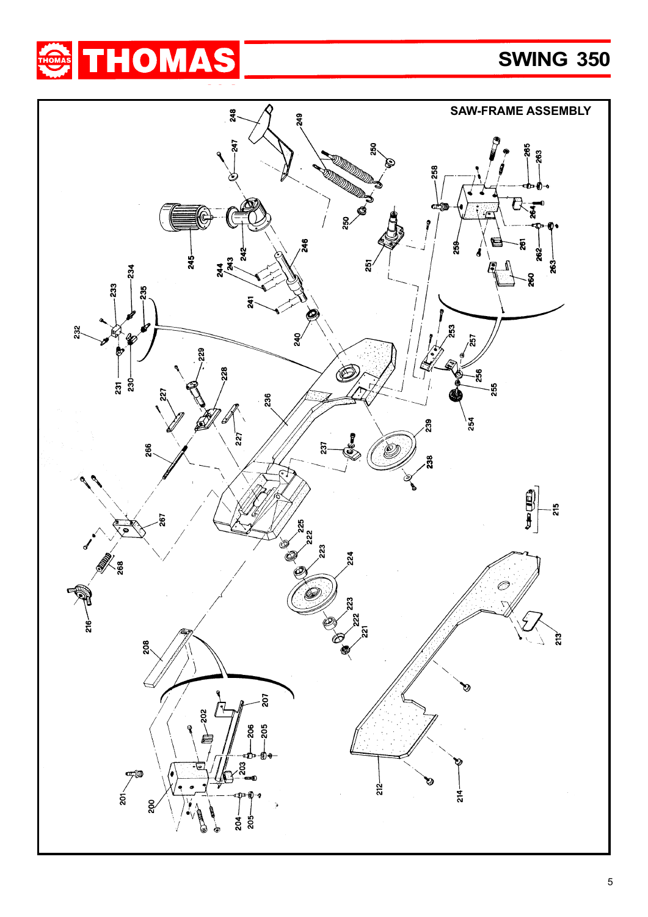## SAW-FRAME ASSEMBLY

248 249 247 250 265 263 258 250 264 245 242 246 259 261 262 263 244 243 251 260 234 233 235 241 240 253 257 232 229 256 228 255 231 230 227 236 254 239 227 266 237 238 215 267 225 222 223 224 268 216 223 222 221 213 208 207 202 206 205 203 201 212 214 200 204 205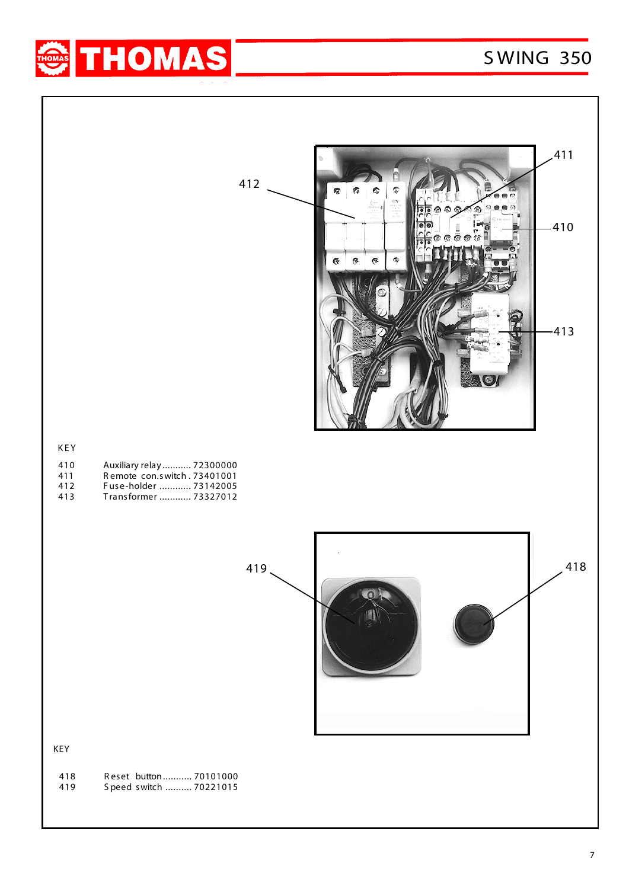412

411

410

413

KEY

| | | |
|---|---|---|
| 410 | Auxiliary relay | 72300000 |
| 411 | Remote con.switch | 73401001 |
| 412 | Fuse-holder | 73142005 |
| 413 | Transformer | 73327012 |

419

418

KEY

| | | |
|---|---|---|
| 418 | Reset button | 70101000 |
| 419 | Speed switch | 70221015 |